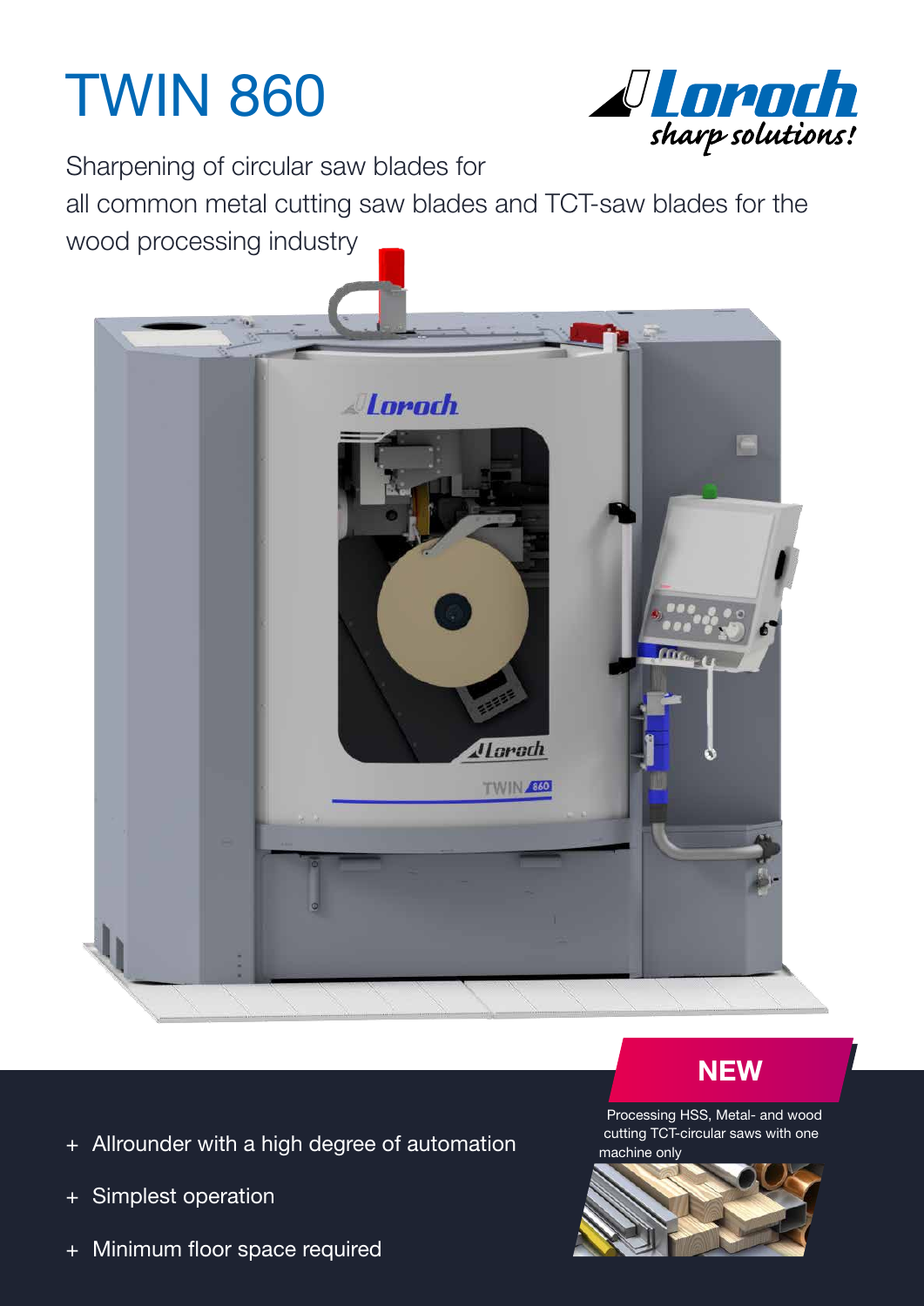# TWIN 860

Sharpening of circular saw blades for all common metal cutting saw blades and TCT-saw blades for the wood processing industry

+ Allrounder with a high degree of automation
+ Simplest operation
+ Minimum floor space required

**NEW**

Processing HSS, Metal- and wood cutting TCT-circular saws with one machine only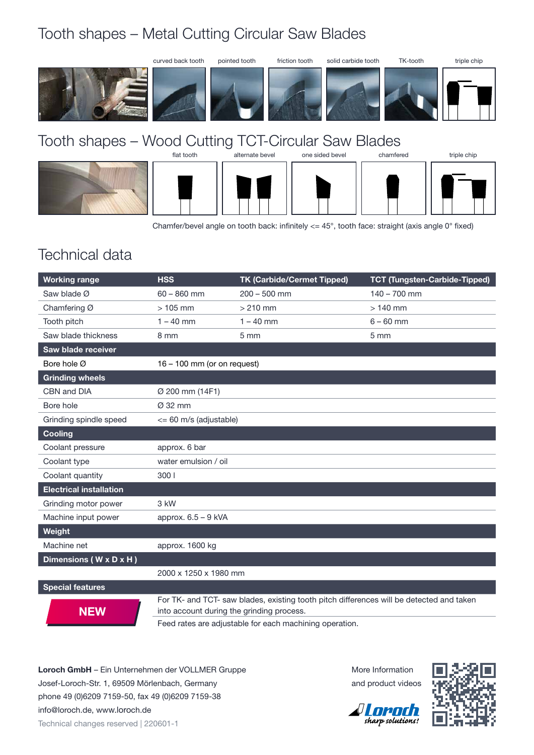# Tooth shapes – Metal Cutting Circular Saw Blades

curved back tooth

pointed tooth

friction tooth

solid carbide tooth

TK-tooth

triple chip

# Tooth shapes – Wood Cutting TCT-Circular Saw Blades

flat tooth

alternate bevel

one sided bevel

chamfered

triple chip

Chamfer/bevel angle on tooth back: infinitely <= 45°, tooth face: straight (axis angle 0° fixed)

# Technical data

| Working range | HSS | TK (Carbide/Cermet Tipped) | TCT (Tungsten-Carbide-Tipped) |
|---|---|---|---|
| Saw blade Ø | 60 – 860 mm | 200 – 500 mm | 140 – 700 mm |
| Chamfering Ø | > 105 mm | > 210 mm | > 140 mm |
| Tooth pitch | 1 – 40 mm | 1 – 40 mm | 6 – 60 mm |
| Saw blade thickness | 8 mm | 5 mm | 5 mm |
| **Saw blade receiver** | | | |
| Bore hole Ø | 16 – 100 mm (or on request) | | |
| **Grinding wheels** | | | |
| CBN and DIA | Ø 200 mm (14F1) | | |
| Bore hole | Ø 32 mm | | |
| Grinding spindle speed | <= 60 m/s (adjustable) | | |
| **Cooling** | | | |
| Coolant pressure | approx. 6 bar | | |
| Coolant type | water emulsion / oil | | |
| Coolant quantity | 300 l | | |
| **Electrical installation** | | | |
| Grinding motor power | 3 kW | | |
| Machine input power | approx. 6.5 – 9 kVA | | |
| **Weight** | | | |
| Machine net | approx. 1600 kg | | |
| **Dimensions ( W x D x H )** | | | |
| | 2000 x 1250 x 1980 mm | | |
| **Special features** | | | |
| NEW | For TK- and TCT- saw blades, existing tooth pitch differences will be detected and taken into account during the grinding process. | | |
| | Feed rates are adjustable for each machining operation. | | |

**Loroch GmbH** – Ein Unternehmen der VOLLMER Gruppe
Josef-Loroch-Str. 1, 69509 Mörlenbach, Germany
phone 49 (0)6209 7159-50, fax 49 (0)6209 7159-38
info@loroch.de, www.loroch.de
Technical changes reserved | 220601-1

More Information
and product videos

Loroch sharp solutions!